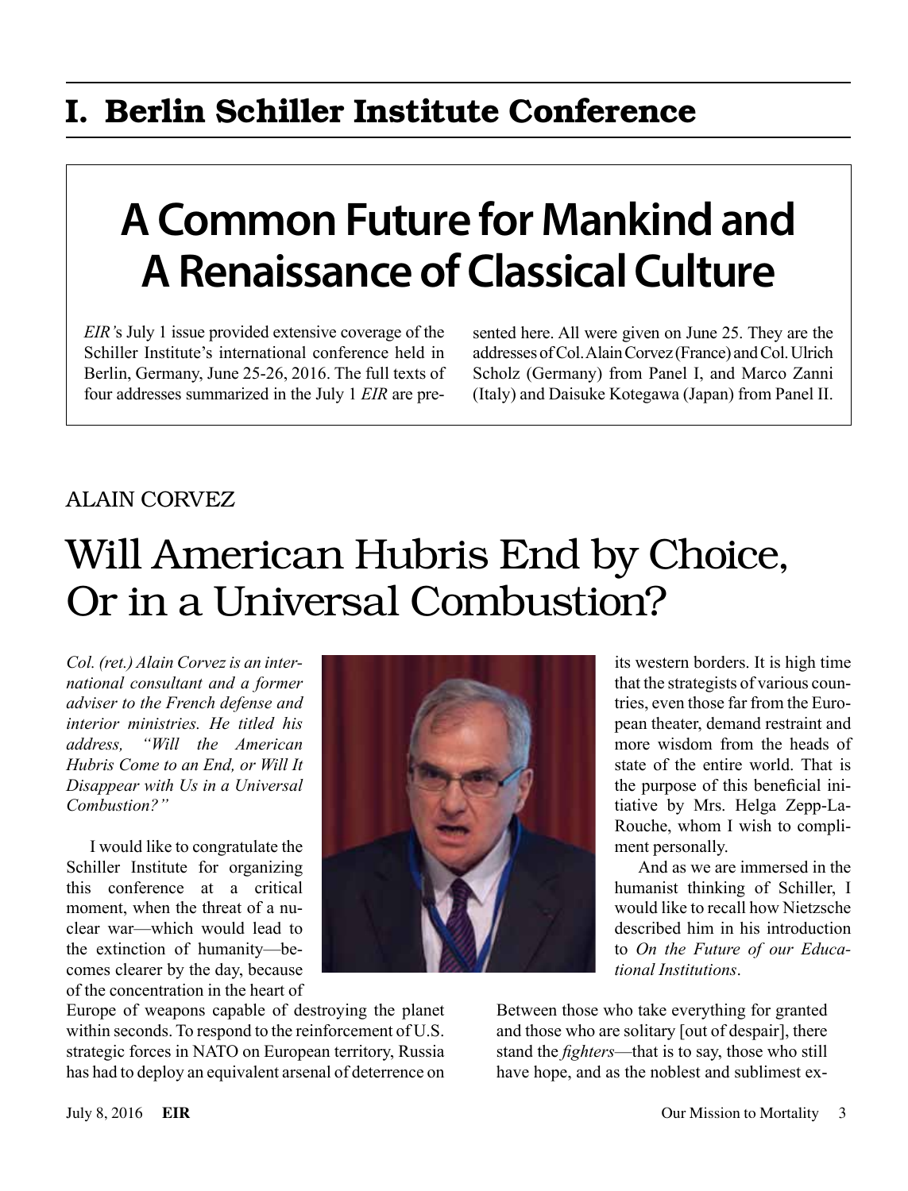# I. Berlin Schiller Institute Conference

## A Common Future for Mankind and A Renaissance of Classical Culture

*EIR*'s July 1 issue provided extensive coverage of the Schiller Institute's international conference held in Berlin, Germany, June 25-26, 2016. The full texts of four addresses summarized in the July 1 *EIR* are presented here. All were given on June 25. They are the addresses of Col. Alain Corvez (France) and Col. Ulrich Scholz (Germany) from Panel I, and Marco Zanni (Italy) and Daisuke Kotegawa (Japan) from Panel II.

ALAIN CORVEZ

## Will American Hubris End by Choice, Or in a Universal Combustion?

*Col. (ret.) Alain Corvez is an international consultant and a former adviser to the French defense and interior ministries. He titled his address, "Will the American Hubris Come to an End, or Will It Disappear with Us in a Universal Combustion?"*

I would like to congratulate the Schiller Institute for organizing this conference at a critical moment, when the threat of a nuclear war—which would lead to the extinction of humanity—becomes clearer by the day, because of the concentration in the heart of Europe of weapons capable of destroying the planet within seconds. To respond to the reinforcement of U.S. strategic forces in NATO on European territory, Russia has had to deploy an equivalent arsenal of deterrence on its western borders. It is high time that the strategists of various countries, even those far from the European theater, demand restraint and more wisdom from the heads of state of the entire world. That is the purpose of this beneficial initiative by Mrs. Helga Zepp-LaRouche, whom I wish to compliment personally.

And as we are immersed in the humanist thinking of Schiller, I would like to recall how Nietzsche described him in his introduction to *On the Future of our Educational Institutions*.

> Between those who take everything for granted and those who are solitary [out of despair], there stand the *fighters*—that is to say, those who still have hope, and as the noblest and sublimest ex-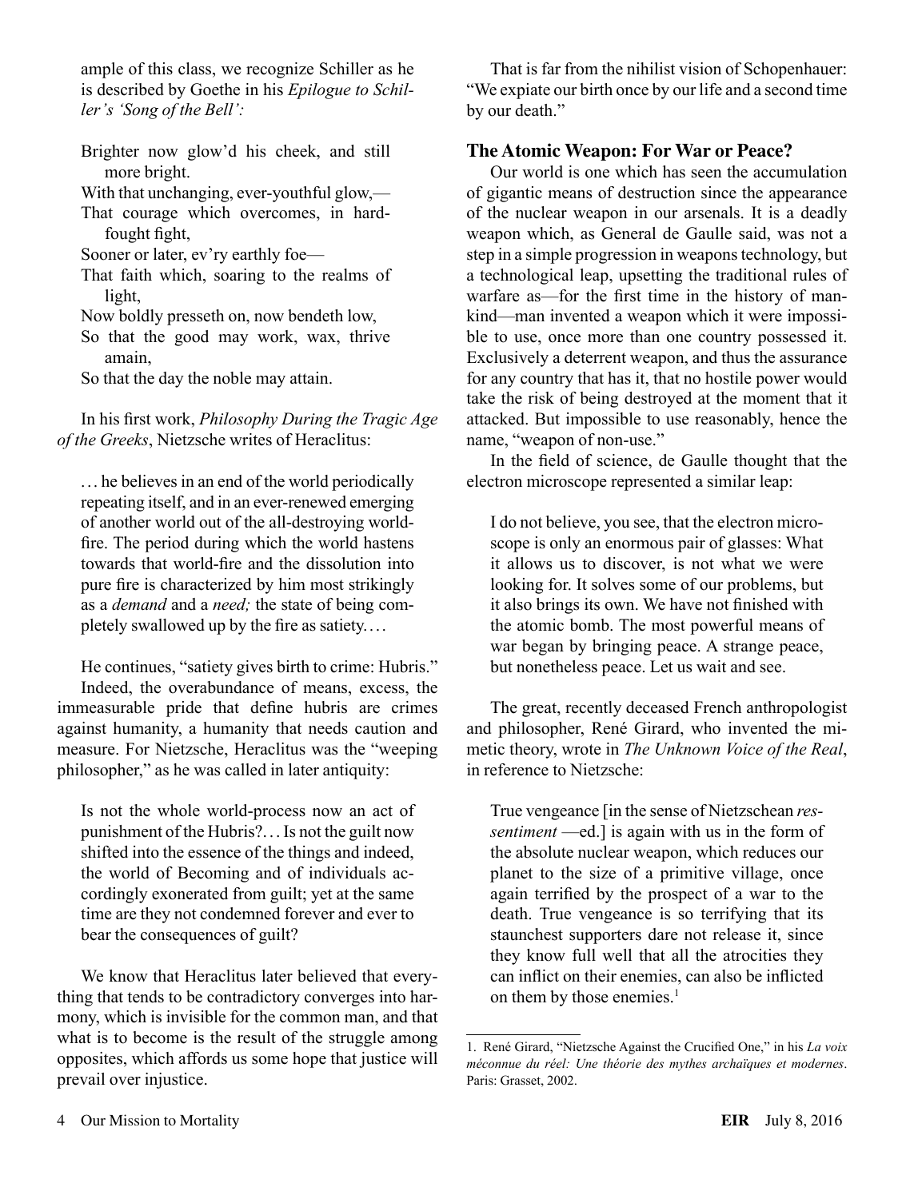ample of this class, we recognize Schiller as he is described by Goethe in his *Epilogue to Schiller's 'Song of the Bell':*

> Brighter now glow'd his cheek, and still more bright.
> With that unchanging, ever-youthful glow,—
> That courage which overcomes, in hard-fought fight,
> Sooner or later, ev'ry earthly foe—
> That faith which, soaring to the realms of light,
> Now boldly presseth on, now bendeth low,
> So that the good may work, wax, thrive amain,
> So that the day the noble may attain.

In his first work, *Philosophy During the Tragic Age of the Greeks*, Nietzsche writes of Heraclitus:

> . . . he believes in an end of the world periodically repeating itself, and in an ever-renewed emerging of another world out of the all-destroying world-fire. The period during which the world hastens towards that world-fire and the dissolution into pure fire is characterized by him most strikingly as a *demand* and a *need;* the state of being completely swallowed up by the fire as satiety. . . .

He continues, "satiety gives birth to crime: Hubris."

Indeed, the overabundance of means, excess, the immeasurable pride that define hubris are crimes against humanity, a humanity that needs caution and measure. For Nietzsche, Heraclitus was the "weeping philosopher," as he was called in later antiquity:

> Is not the whole world-process now an act of punishment of the Hubris?. . . Is not the guilt now shifted into the essence of the things and indeed, the world of Becoming and of individuals accordingly exonerated from guilt; yet at the same time are they not condemned forever and ever to bear the consequences of guilt?

We know that Heraclitus later believed that everything that tends to be contradictory converges into harmony, which is invisible for the common man, and that what is to become is the result of the struggle among opposites, which affords us some hope that justice will prevail over injustice.

That is far from the nihilist vision of Schopenhauer: "We expiate our birth once by our life and a second time by our death."

## The Atomic Weapon: For War or Peace?

Our world is one which has seen the accumulation of gigantic means of destruction since the appearance of the nuclear weapon in our arsenals. It is a deadly weapon which, as General de Gaulle said, was not a step in a simple progression in weapons technology, but a technological leap, upsetting the traditional rules of warfare as—for the first time in the history of mankind—man invented a weapon which it were impossible to use, once more than one country possessed it. Exclusively a deterrent weapon, and thus the assurance for any country that has it, that no hostile power would take the risk of being destroyed at the moment that it attacked. But impossible to use reasonably, hence the name, "weapon of non-use."

In the field of science, de Gaulle thought that the electron microscope represented a similar leap:

> I do not believe, you see, that the electron microscope is only an enormous pair of glasses: What it allows us to discover, is not what we were looking for. It solves some of our problems, but it also brings its own. We have not finished with the atomic bomb. The most powerful means of war began by bringing peace. A strange peace, but nonetheless peace. Let us wait and see.

The great, recently deceased French anthropologist and philosopher, René Girard, who invented the mimetic theory, wrote in *The Unknown Voice of the Real*, in reference to Nietzsche:

> True vengeance [in the sense of Nietzschean *ressentiment* —ed.] is again with us in the form of the absolute nuclear weapon, which reduces our planet to the size of a primitive village, once again terrified by the prospect of a war to the death. True vengeance is so terrifying that its staunchest supporters dare not release it, since they know full well that all the atrocities they can inflict on their enemies, can also be inflicted on them by those enemies.[1]

1. René Girard, "Nietzsche Against the Crucified One," in his *La voix méconnue du réel: Une théorie des mythes archaïques et modernes*. Paris: Grasset, 2002.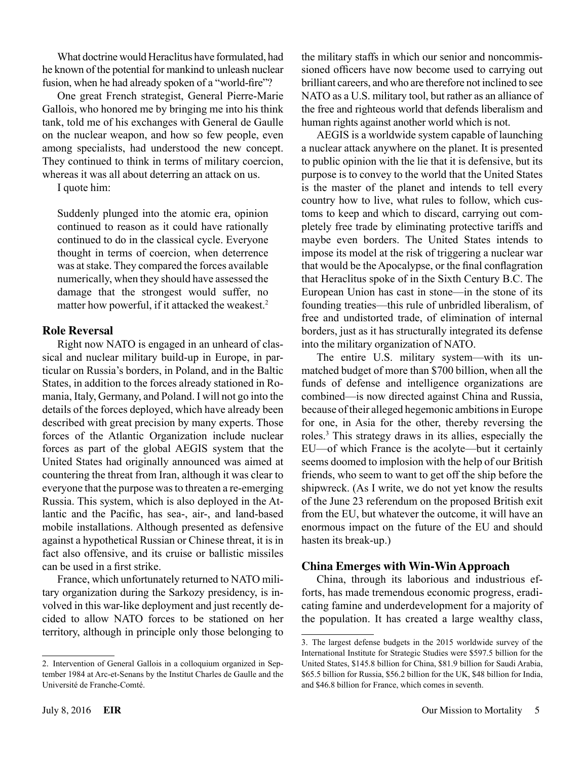What doctrine would Heraclitus have formulated, had he known of the potential for mankind to unleash nuclear fusion, when he had already spoken of a "world-fire"?

One great French strategist, General Pierre-Marie Gallois, who honored me by bringing me into his think tank, told me of his exchanges with General de Gaulle on the nuclear weapon, and how so few people, even among specialists, had understood the new concept. They continued to think in terms of military coercion, whereas it was all about deterring an attack on us.

I quote him:

> Suddenly plunged into the atomic era, opinion continued to reason as it could have rationally continued to do in the classical cycle. Everyone thought in terms of coercion, when deterrence was at stake. They compared the forces available numerically, when they should have assessed the damage that the strongest would suffer, no matter how powerful, if it attacked the weakest.[2]

## Role Reversal

Right now NATO is engaged in an unheard of classical and nuclear military build-up in Europe, in particular on Russia's borders, in Poland, and in the Baltic States, in addition to the forces already stationed in Romania, Italy, Germany, and Poland. I will not go into the details of the forces deployed, which have already been described with great precision by many experts. Those forces of the Atlantic Organization include nuclear forces as part of the global AEGIS system that the United States had originally announced was aimed at countering the threat from Iran, although it was clear to everyone that the purpose was to threaten a re-emerging Russia. This system, which is also deployed in the Atlantic and the Pacific, has sea-, air-, and land-based mobile installations. Although presented as defensive against a hypothetical Russian or Chinese threat, it is in fact also offensive, and its cruise or ballistic missiles can be used in a first strike.

France, which unfortunately returned to NATO military organization during the Sarkozy presidency, is involved in this war-like deployment and just recently decided to allow NATO forces to be stationed on her territory, although in principle only those belonging to the military staffs in which our senior and noncommissioned officers have now become used to carrying out brilliant careers, and who are therefore not inclined to see NATO as a U.S. military tool, but rather as an alliance of the free and righteous world that defends liberalism and human rights against another world which is not.

AEGIS is a worldwide system capable of launching a nuclear attack anywhere on the planet. It is presented to public opinion with the lie that it is defensive, but its purpose is to convey to the world that the United States is the master of the planet and intends to tell every country how to live, what rules to follow, which customs to keep and which to discard, carrying out completely free trade by eliminating protective tariffs and maybe even borders. The United States intends to impose its model at the risk of triggering a nuclear war that would be the Apocalypse, or the final conflagration that Heraclitus spoke of in the Sixth Century B.C. The European Union has cast in stone—in the stone of its founding treaties—this rule of unbridled liberalism, of free and undistorted trade, of elimination of internal borders, just as it has structurally integrated its defense into the military organization of NATO.

The entire U.S. military system—with its unmatched budget of more than $700 billion, when all the funds of defense and intelligence organizations are combined—is now directed against China and Russia, because of their alleged hegemonic ambitions in Europe for one, in Asia for the other, thereby reversing the roles.[3] This strategy draws in its allies, especially the EU—of which France is the acolyte—but it certainly seems doomed to implosion with the help of our British friends, who seem to want to get off the ship before the shipwreck. (As I write, we do not yet know the results of the June 23 referendum on the proposed British exit from the EU, but whatever the outcome, it will have an enormous impact on the future of the EU and should hasten its break-up.)

## China Emerges with Win-Win Approach

China, through its laborious and industrious efforts, has made tremendous economic progress, eradicating famine and underdevelopment for a majority of the population. It has created a large wealthy class,

---

2. Intervention of General Gallois in a colloquium organized in September 1984 at Arc-et-Senans by the Institut Charles de Gaulle and the Université de Franche-Comté.

3. The largest defense budgets in the 2015 worldwide survey of the International Institute for Strategic Studies were $597.5 billion for the United States, $145.8 billion for China, $81.9 billion for Saudi Arabia, $65.5 billion for Russia, $56.2 billion for the UK, $48 billion for India, and $46.8 billion for France, which comes in seventh.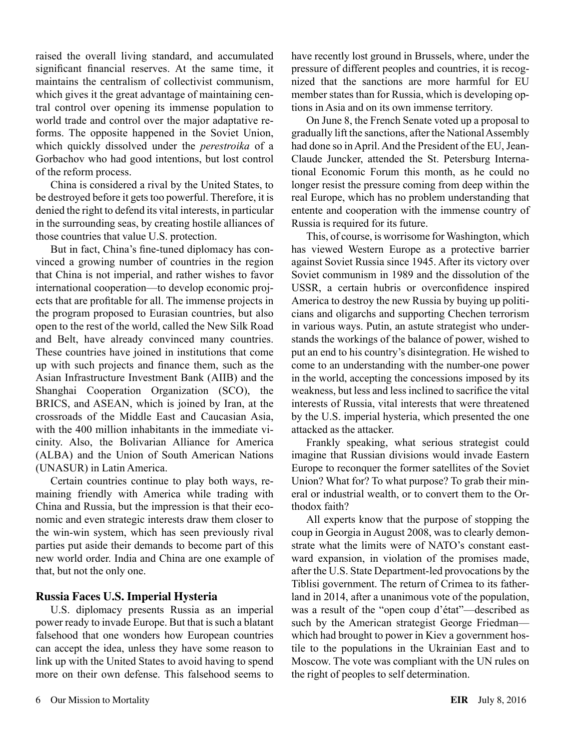raised the overall living standard, and accumulated significant financial reserves. At the same time, it maintains the centralism of collectivist communism, which gives it the great advantage of maintaining central control over opening its immense population to world trade and control over the major adaptative reforms. The opposite happened in the Soviet Union, which quickly dissolved under the *perestroika* of a Gorbachov who had good intentions, but lost control of the reform process.

China is considered a rival by the United States, to be destroyed before it gets too powerful. Therefore, it is denied the right to defend its vital interests, in particular in the surrounding seas, by creating hostile alliances of those countries that value U.S. protection.

But in fact, China's fine-tuned diplomacy has convinced a growing number of countries in the region that China is not imperial, and rather wishes to favor international cooperation—to develop economic projects that are profitable for all. The immense projects in the program proposed to Eurasian countries, but also open to the rest of the world, called the New Silk Road and Belt, have already convinced many countries. These countries have joined in institutions that come up with such projects and finance them, such as the Asian Infrastructure Investment Bank (AIIB) and the Shanghai Cooperation Organization (SCO), the BRICS, and ASEAN, which is joined by Iran, at the crossroads of the Middle East and Caucasian Asia, with the 400 million inhabitants in the immediate vicinity. Also, the Bolivarian Alliance for America (ALBA) and the Union of South American Nations (UNASUR) in Latin America.

Certain countries continue to play both ways, remaining friendly with America while trading with China and Russia, but the impression is that their economic and even strategic interests draw them closer to the win-win system, which has seen previously rival parties put aside their demands to become part of this new world order. India and China are one example of that, but not the only one.

## Russia Faces U.S. Imperial Hysteria

U.S. diplomacy presents Russia as an imperial power ready to invade Europe. But that is such a blatant falsehood that one wonders how European countries can accept the idea, unless they have some reason to link up with the United States to avoid having to spend more on their own defense. This falsehood seems to have recently lost ground in Brussels, where, under the pressure of different peoples and countries, it is recognized that the sanctions are more harmful for EU member states than for Russia, which is developing options in Asia and on its own immense territory.

On June 8, the French Senate voted up a proposal to gradually lift the sanctions, after the National Assembly had done so in April. And the President of the EU, Jean-Claude Juncker, attended the St. Petersburg International Economic Forum this month, as he could no longer resist the pressure coming from deep within the real Europe, which has no problem understanding that entente and cooperation with the immense country of Russia is required for its future.

This, of course, is worrisome for Washington, which has viewed Western Europe as a protective barrier against Soviet Russia since 1945. After its victory over Soviet communism in 1989 and the dissolution of the USSR, a certain hubris or overconfidence inspired America to destroy the new Russia by buying up politicians and oligarchs and supporting Chechen terrorism in various ways. Putin, an astute strategist who understands the workings of the balance of power, wished to put an end to his country's disintegration. He wished to come to an understanding with the number-one power in the world, accepting the concessions imposed by its weakness, but less and less inclined to sacrifice the vital interests of Russia, vital interests that were threatened by the U.S. imperial hysteria, which presented the one attacked as the attacker.

Frankly speaking, what serious strategist could imagine that Russian divisions would invade Eastern Europe to reconquer the former satellites of the Soviet Union? What for? To what purpose? To grab their mineral or industrial wealth, or to convert them to the Orthodox faith?

All experts know that the purpose of stopping the coup in Georgia in August 2008, was to clearly demonstrate what the limits were of NATO's constant eastward expansion, in violation of the promises made, after the U.S. State Department-led provocations by the Tiblisi government. The return of Crimea to its fatherland in 2014, after a unanimous vote of the population, was a result of the "open coup d'état"—described as such by the American strategist George Friedman—which had brought to power in Kiev a government hostile to the populations in the Ukrainian East and to Moscow. The vote was compliant with the UN rules on the right of peoples to self determination.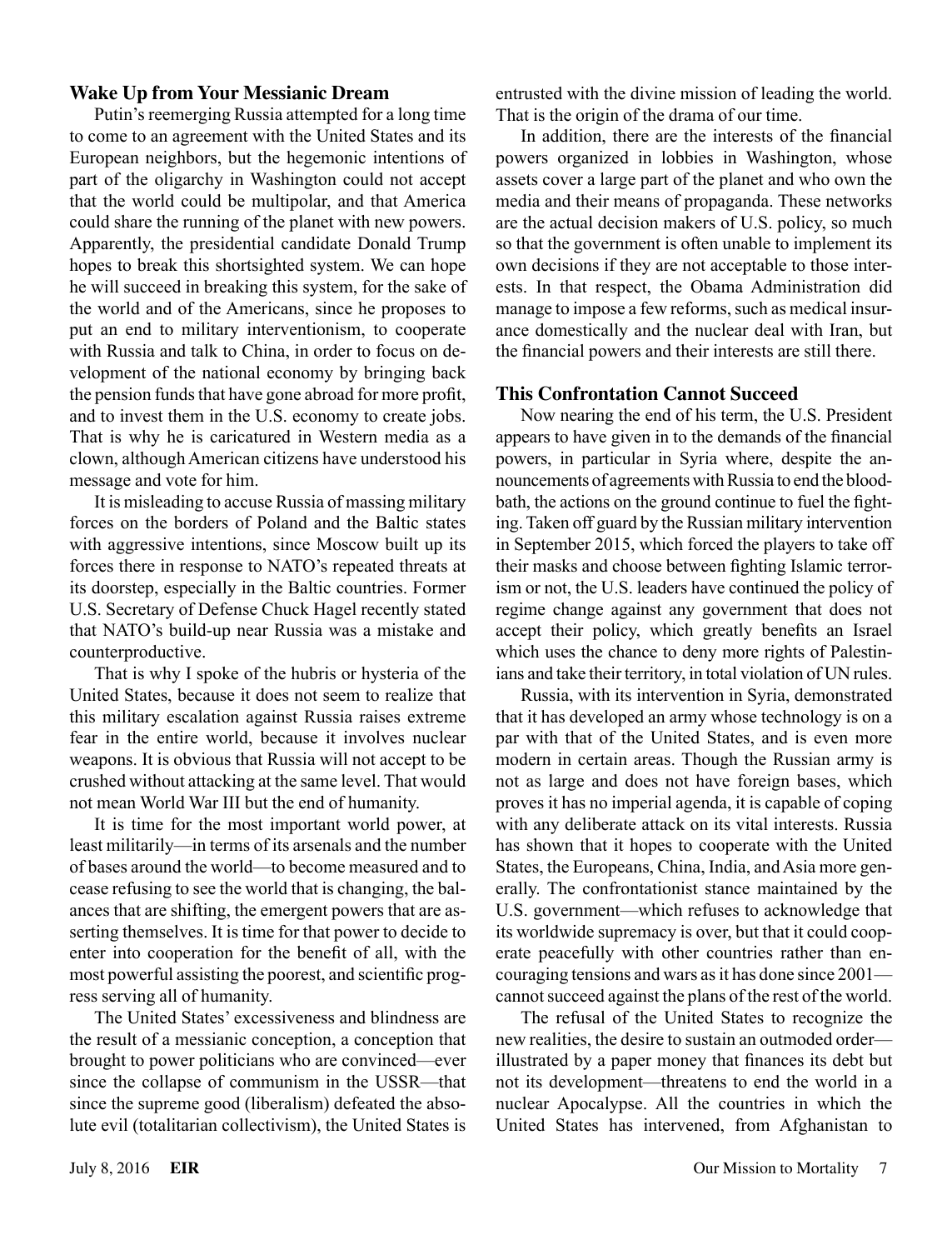## Wake Up from Your Messianic Dream

Putin's reemerging Russia attempted for a long time to come to an agreement with the United States and its European neighbors, but the hegemonic intentions of part of the oligarchy in Washington could not accept that the world could be multipolar, and that America could share the running of the planet with new powers. Apparently, the presidential candidate Donald Trump hopes to break this shortsighted system. We can hope he will succeed in breaking this system, for the sake of the world and of the Americans, since he proposes to put an end to military interventionism, to cooperate with Russia and talk to China, in order to focus on development of the national economy by bringing back the pension funds that have gone abroad for more profit, and to invest them in the U.S. economy to create jobs. That is why he is caricatured in Western media as a clown, although American citizens have understood his message and vote for him.

It is misleading to accuse Russia of massing military forces on the borders of Poland and the Baltic states with aggressive intentions, since Moscow built up its forces there in response to NATO's repeated threats at its doorstep, especially in the Baltic countries. Former U.S. Secretary of Defense Chuck Hagel recently stated that NATO's build-up near Russia was a mistake and counterproductive.

That is why I spoke of the hubris or hysteria of the United States, because it does not seem to realize that this military escalation against Russia raises extreme fear in the entire world, because it involves nuclear weapons. It is obvious that Russia will not accept to be crushed without attacking at the same level. That would not mean World War III but the end of humanity.

It is time for the most important world power, at least militarily—in terms of its arsenals and the number of bases around the world—to become measured and to cease refusing to see the world that is changing, the balances that are shifting, the emergent powers that are asserting themselves. It is time for that power to decide to enter into cooperation for the benefit of all, with the most powerful assisting the poorest, and scientific progress serving all of humanity.

The United States' excessiveness and blindness are the result of a messianic conception, a conception that brought to power politicians who are convinced—ever since the collapse of communism in the USSR—that since the supreme good (liberalism) defeated the absolute evil (totalitarian collectivism), the United States is entrusted with the divine mission of leading the world. That is the origin of the drama of our time.

In addition, there are the interests of the financial powers organized in lobbies in Washington, whose assets cover a large part of the planet and who own the media and their means of propaganda. These networks are the actual decision makers of U.S. policy, so much so that the government is often unable to implement its own decisions if they are not acceptable to those interests. In that respect, the Obama Administration did manage to impose a few reforms, such as medical insurance domestically and the nuclear deal with Iran, but the financial powers and their interests are still there.

## This Confrontation Cannot Succeed

Now nearing the end of his term, the U.S. President appears to have given in to the demands of the financial powers, in particular in Syria where, despite the announcements of agreements with Russia to end the bloodbath, the actions on the ground continue to fuel the fighting. Taken off guard by the Russian military intervention in September 2015, which forced the players to take off their masks and choose between fighting Islamic terrorism or not, the U.S. leaders have continued the policy of regime change against any government that does not accept their policy, which greatly benefits an Israel which uses the chance to deny more rights of Palestinians and take their territory, in total violation of UN rules.

Russia, with its intervention in Syria, demonstrated that it has developed an army whose technology is on a par with that of the United States, and is even more modern in certain areas. Though the Russian army is not as large and does not have foreign bases, which proves it has no imperial agenda, it is capable of coping with any deliberate attack on its vital interests. Russia has shown that it hopes to cooperate with the United States, the Europeans, China, India, and Asia more generally. The confrontationist stance maintained by the U.S. government—which refuses to acknowledge that its worldwide supremacy is over, but that it could cooperate peacefully with other countries rather than encouraging tensions and wars as it has done since 2001—cannot succeed against the plans of the rest of the world.

The refusal of the United States to recognize the new realities, the desire to sustain an outmoded order—illustrated by a paper money that finances its debt but not its development—threatens to end the world in a nuclear Apocalypse. All the countries in which the United States has intervened, from Afghanistan to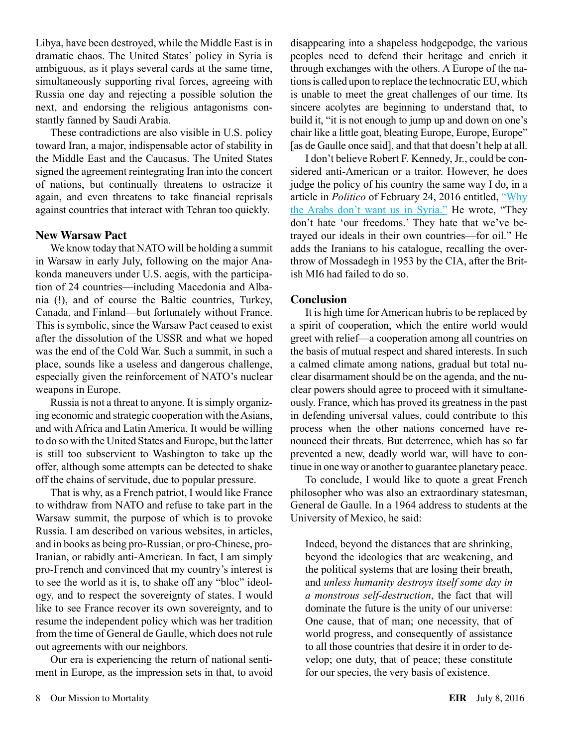Libya, have been destroyed, while the Middle East is in dramatic chaos. The United States' policy in Syria is ambiguous, as it plays several cards at the same time, simultaneously supporting rival forces, agreeing with Russia one day and rejecting a possible solution the next, and endorsing the religious antagonisms constantly fanned by Saudi Arabia.

These contradictions are also visible in U.S. policy toward Iran, a major, indispensable actor of stability in the Middle East and the Caucasus. The United States signed the agreement reintegrating Iran into the concert of nations, but continually threatens to ostracize it again, and even threatens to take financial reprisals against countries that interact with Tehran too quickly.

## New Warsaw Pact

We know today that NATO will be holding a summit in Warsaw in early July, following on the major Anakonda maneuvers under U.S. aegis, with the participation of 24 countries—including Macedonia and Albania (!), and of course the Baltic countries, Turkey, Canada, and Finland—but fortunately without France. This is symbolic, since the Warsaw Pact ceased to exist after the dissolution of the USSR and what we hoped was the end of the Cold War. Such a summit, in such a place, sounds like a useless and dangerous challenge, especially given the reinforcement of NATO's nuclear weapons in Europe.

Russia is not a threat to anyone. It is simply organizing economic and strategic cooperation with the Asians, and with Africa and Latin America. It would be willing to do so with the United States and Europe, but the latter is still too subservient to Washington to take up the offer, although some attempts can be detected to shake off the chains of servitude, due to popular pressure.

That is why, as a French patriot, I would like France to withdraw from NATO and refuse to take part in the Warsaw summit, the purpose of which is to provoke Russia. I am described on various websites, in articles, and in books as being pro-Russian, or pro-Chinese, pro-Iranian, or rabidly anti-American. In fact, I am simply pro-French and convinced that my country's interest is to see the world as it is, to shake off any "bloc" ideology, and to respect the sovereignty of states. I would like to see France recover its own sovereignty, and to resume the independent policy which was her tradition from the time of General de Gaulle, which does not rule out agreements with our neighbors.

Our era is experiencing the return of national sentiment in Europe, as the impression sets in that, to avoid disappearing into a shapeless hodgepodge, the various peoples need to defend their heritage and enrich it through exchanges with the others. A Europe of the nations is called upon to replace the technocratic EU, which is unable to meet the great challenges of our time. Its sincere acolytes are beginning to understand that, to build it, "it is not enough to jump up and down on one's chair like a little goat, bleating Europe, Europe, Europe" [as de Gaulle once said], and that that doesn't help at all.

I don't believe Robert F. Kennedy, Jr., could be considered anti-American or a traitor. However, he does judge the policy of his country the same way I do, in a article in *Politico* of February 24, 2016 entitled, "Why the Arabs don't want us in Syria." He wrote, "They don't hate 'our freedoms.' They hate that we've betrayed our ideals in their own countries—for oil." He adds the Iranians to his catalogue, recalling the overthrow of Mossadegh in 1953 by the CIA, after the British MI6 had failed to do so.

## Conclusion

It is high time for American hubris to be replaced by a spirit of cooperation, which the entire world would greet with relief—a cooperation among all countries on the basis of mutual respect and shared interests. In such a calmed climate among nations, gradual but total nuclear disarmament should be on the agenda, and the nuclear powers should agree to proceed with it simultaneously. France, which has proved its greatness in the past in defending universal values, could contribute to this process when the other nations concerned have renounced their threats. But deterrence, which has so far prevented a new, deadly world war, will have to continue in one way or another to guarantee planetary peace.

To conclude, I would like to quote a great French philosopher who was also an extraordinary statesman, General de Gaulle. In a 1964 address to students at the University of Mexico, he said:

> Indeed, beyond the distances that are shrinking, beyond the ideologies that are weakening, and the political systems that are losing their breath, and *unless humanity destroys itself some day in a monstrous self-destruction*, the fact that will dominate the future is the unity of our universe: One cause, that of man; one necessity, that of world progress, and consequently of assistance to all those countries that desire it in order to develop; one duty, that of peace; these constitute for our species, the very basis of existence.